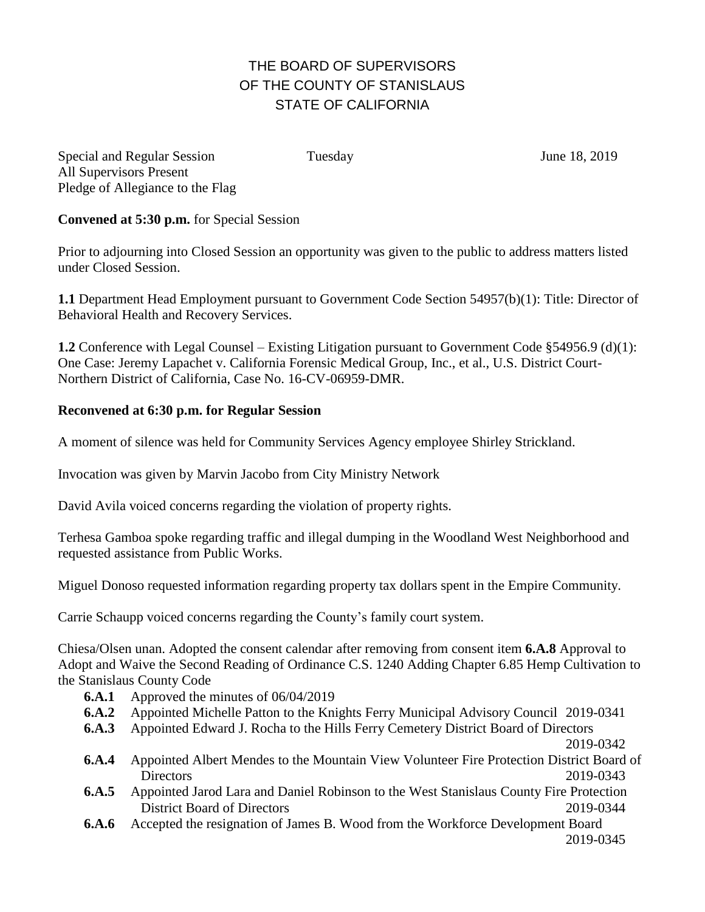# THE BOARD OF SUPERVISORS
# OF THE COUNTY OF STANISLAUS
# STATE OF CALIFORNIA

Special and Regular Session Tuesday June 18, 2019
All Supervisors Present
Pledge of Allegiance to the Flag

**Convened at 5:30 p.m.** for Special Session

Prior to adjourning into Closed Session an opportunity was given to the public to address matters listed under Closed Session.

**1.1** Department Head Employment pursuant to Government Code Section 54957(b)(1): Title: Director of Behavioral Health and Recovery Services.

**1.2** Conference with Legal Counsel – Existing Litigation pursuant to Government Code §54956.9 (d)(1): One Case: Jeremy Lapachet v. California Forensic Medical Group, Inc., et al., U.S. District Court-Northern District of California, Case No. 16-CV-06959-DMR.

**Reconvened at 6:30 p.m. for Regular Session**

A moment of silence was held for Community Services Agency employee Shirley Strickland.

Invocation was given by Marvin Jacobo from City Ministry Network

David Avila voiced concerns regarding the violation of property rights.

Terhesa Gamboa spoke regarding traffic and illegal dumping in the Woodland West Neighborhood and requested assistance from Public Works.

Miguel Donoso requested information regarding property tax dollars spent in the Empire Community.

Carrie Schaupp voiced concerns regarding the County's family court system.

Chiesa/Olsen unan. Adopted the consent calendar after removing from consent item **6.A.8** Approval to Adopt and Waive the Second Reading of Ordinance C.S. 1240 Adding Chapter 6.85 Hemp Cultivation to the Stanislaus County Code

- **6.A.1** Approved the minutes of 06/04/2019
- **6.A.2** Appointed Michelle Patton to the Knights Ferry Municipal Advisory Council 2019-0341
- **6.A.3** Appointed Edward J. Rocha to the Hills Ferry Cemetery District Board of Directors 2019-0342
- **6.A.4** Appointed Albert Mendes to the Mountain View Volunteer Fire Protection District Board of Directors 2019-0343
- **6.A.5** Appointed Jarod Lara and Daniel Robinson to the West Stanislaus County Fire Protection District Board of Directors 2019-0344
- **6.A.6** Accepted the resignation of James B. Wood from the Workforce Development Board 2019-0345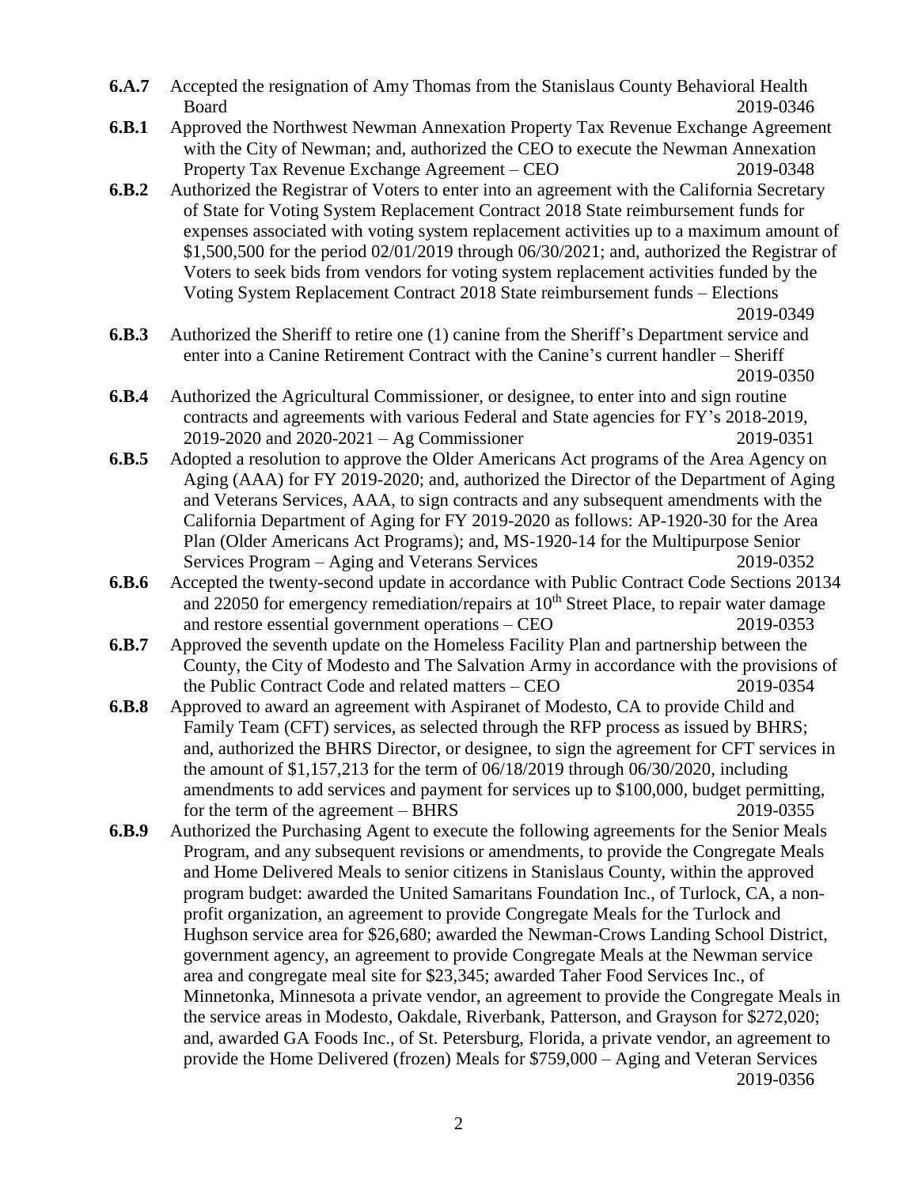**6.A.7** Accepted the resignation of Amy Thomas from the Stanislaus County Behavioral Health Board 2019-0346

**6.B.1** Approved the Northwest Newman Annexation Property Tax Revenue Exchange Agreement with the City of Newman; and, authorized the CEO to execute the Newman Annexation Property Tax Revenue Exchange Agreement – CEO 2019-0348

**6.B.2** Authorized the Registrar of Voters to enter into an agreement with the California Secretary of State for Voting System Replacement Contract 2018 State reimbursement funds for expenses associated with voting system replacement activities up to a maximum amount of $1,500,500 for the period 02/01/2019 through 06/30/2021; and, authorized the Registrar of Voters to seek bids from vendors for voting system replacement activities funded by the Voting System Replacement Contract 2018 State reimbursement funds – Elections 2019-0349

**6.B.3** Authorized the Sheriff to retire one (1) canine from the Sheriff's Department service and enter into a Canine Retirement Contract with the Canine's current handler – Sheriff 2019-0350

**6.B.4** Authorized the Agricultural Commissioner, or designee, to enter into and sign routine contracts and agreements with various Federal and State agencies for FY's 2018-2019, 2019-2020 and 2020-2021 – Ag Commissioner 2019-0351

**6.B.5** Adopted a resolution to approve the Older Americans Act programs of the Area Agency on Aging (AAA) for FY 2019-2020; and, authorized the Director of the Department of Aging and Veterans Services, AAA, to sign contracts and any subsequent amendments with the California Department of Aging for FY 2019-2020 as follows: AP-1920-30 for the Area Plan (Older Americans Act Programs); and, MS-1920-14 for the Multipurpose Senior Services Program – Aging and Veterans Services 2019-0352

**6.B.6** Accepted the twenty-second update in accordance with Public Contract Code Sections 20134 and 22050 for emergency remediation/repairs at 10th Street Place, to repair water damage and restore essential government operations – CEO 2019-0353

**6.B.7** Approved the seventh update on the Homeless Facility Plan and partnership between the County, the City of Modesto and The Salvation Army in accordance with the provisions of the Public Contract Code and related matters – CEO 2019-0354

**6.B.8** Approved to award an agreement with Aspiranet of Modesto, CA to provide Child and Family Team (CFT) services, as selected through the RFP process as issued by BHRS; and, authorized the BHRS Director, or designee, to sign the agreement for CFT services in the amount of $1,157,213 for the term of 06/18/2019 through 06/30/2020, including amendments to add services and payment for services up to $100,000, budget permitting, for the term of the agreement – BHRS 2019-0355

**6.B.9** Authorized the Purchasing Agent to execute the following agreements for the Senior Meals Program, and any subsequent revisions or amendments, to provide the Congregate Meals and Home Delivered Meals to senior citizens in Stanislaus County, within the approved program budget: awarded the United Samaritans Foundation Inc., of Turlock, CA, a non-profit organization, an agreement to provide Congregate Meals for the Turlock and Hughson service area for $26,680; awarded the Newman-Crows Landing School District, government agency, an agreement to provide Congregate Meals at the Newman service area and congregate meal site for $23,345; awarded Taher Food Services Inc., of Minnetonka, Minnesota a private vendor, an agreement to provide the Congregate Meals in the service areas in Modesto, Oakdale, Riverbank, Patterson, and Grayson for $272,020; and, awarded GA Foods Inc., of St. Petersburg, Florida, a private vendor, an agreement to provide the Home Delivered (frozen) Meals for $759,000 – Aging and Veteran Services 2019-0356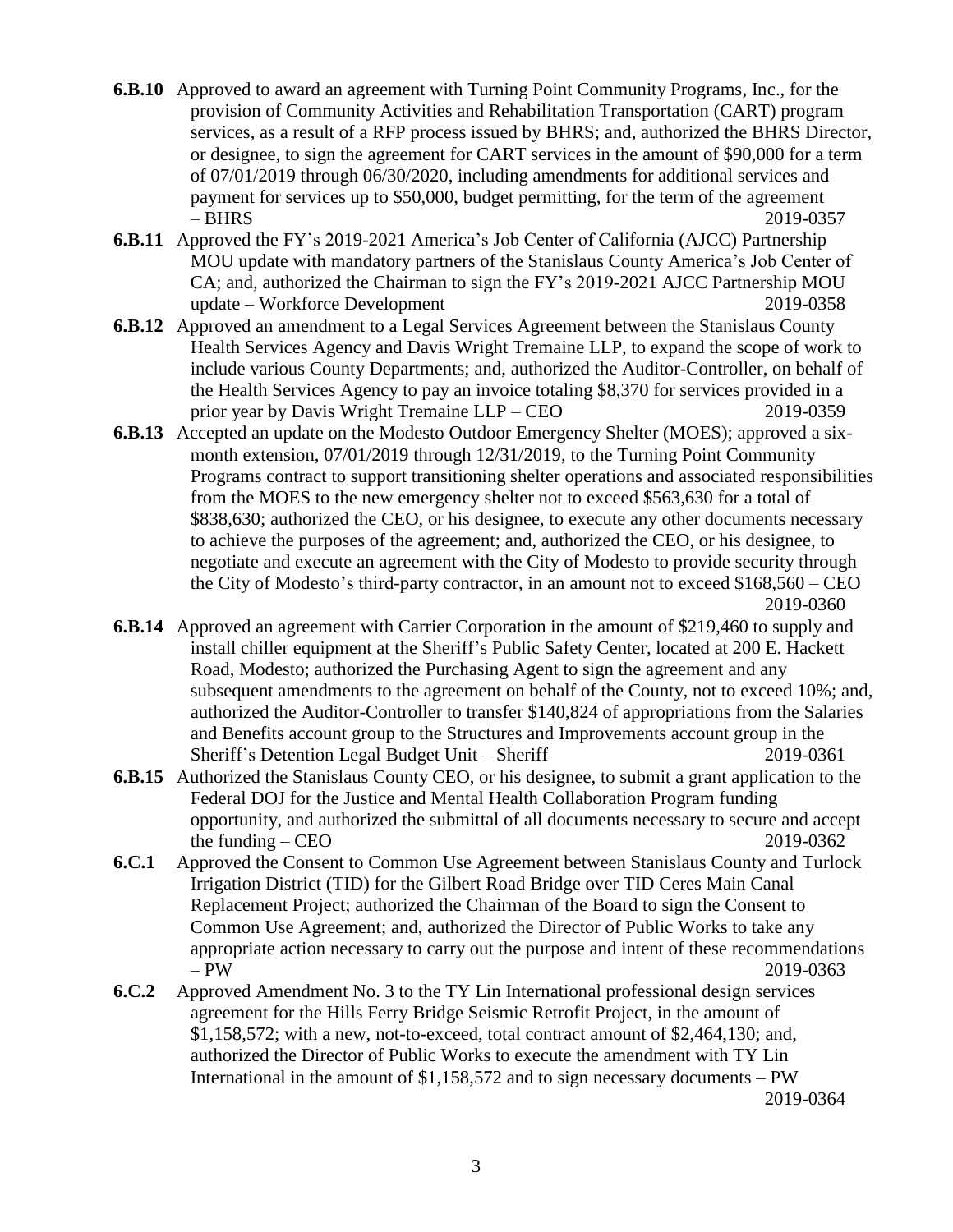**6.B.10** Approved to award an agreement with Turning Point Community Programs, Inc., for the provision of Community Activities and Rehabilitation Transportation (CART) program services, as a result of a RFP process issued by BHRS; and, authorized the BHRS Director, or designee, to sign the agreement for CART services in the amount of $90,000 for a term of 07/01/2019 through 06/30/2020, including amendments for additional services and payment for services up to $50,000, budget permitting, for the term of the agreement – BHRS 2019-0357

**6.B.11** Approved the FY's 2019-2021 America's Job Center of California (AJCC) Partnership MOU update with mandatory partners of the Stanislaus County America's Job Center of CA; and, authorized the Chairman to sign the FY's 2019-2021 AJCC Partnership MOU update – Workforce Development 2019-0358

**6.B.12** Approved an amendment to a Legal Services Agreement between the Stanislaus County Health Services Agency and Davis Wright Tremaine LLP, to expand the scope of work to include various County Departments; and, authorized the Auditor-Controller, on behalf of the Health Services Agency to pay an invoice totaling $8,370 for services provided in a prior year by Davis Wright Tremaine LLP – CEO 2019-0359

**6.B.13** Accepted an update on the Modesto Outdoor Emergency Shelter (MOES); approved a six-month extension, 07/01/2019 through 12/31/2019, to the Turning Point Community Programs contract to support transitioning shelter operations and associated responsibilities from the MOES to the new emergency shelter not to exceed $563,630 for a total of $838,630; authorized the CEO, or his designee, to execute any other documents necessary to achieve the purposes of the agreement; and, authorized the CEO, or his designee, to negotiate and execute an agreement with the City of Modesto to provide security through the City of Modesto's third-party contractor, in an amount not to exceed $168,560 – CEO 2019-0360

**6.B.14** Approved an agreement with Carrier Corporation in the amount of $219,460 to supply and install chiller equipment at the Sheriff's Public Safety Center, located at 200 E. Hackett Road, Modesto; authorized the Purchasing Agent to sign the agreement and any subsequent amendments to the agreement on behalf of the County, not to exceed 10%; and, authorized the Auditor-Controller to transfer $140,824 of appropriations from the Salaries and Benefits account group to the Structures and Improvements account group in the Sheriff's Detention Legal Budget Unit – Sheriff 2019-0361

**6.B.15** Authorized the Stanislaus County CEO, or his designee, to submit a grant application to the Federal DOJ for the Justice and Mental Health Collaboration Program funding opportunity, and authorized the submittal of all documents necessary to secure and accept the funding – CEO 2019-0362

**6.C.1** Approved the Consent to Common Use Agreement between Stanislaus County and Turlock Irrigation District (TID) for the Gilbert Road Bridge over TID Ceres Main Canal Replacement Project; authorized the Chairman of the Board to sign the Consent to Common Use Agreement; and, authorized the Director of Public Works to take any appropriate action necessary to carry out the purpose and intent of these recommendations – PW 2019-0363

**6.C.2** Approved Amendment No. 3 to the TY Lin International professional design services agreement for the Hills Ferry Bridge Seismic Retrofit Project, in the amount of $1,158,572; with a new, not-to-exceed, total contract amount of $2,464,130; and, authorized the Director of Public Works to execute the amendment with TY Lin International in the amount of $1,158,572 and to sign necessary documents – PW 2019-0364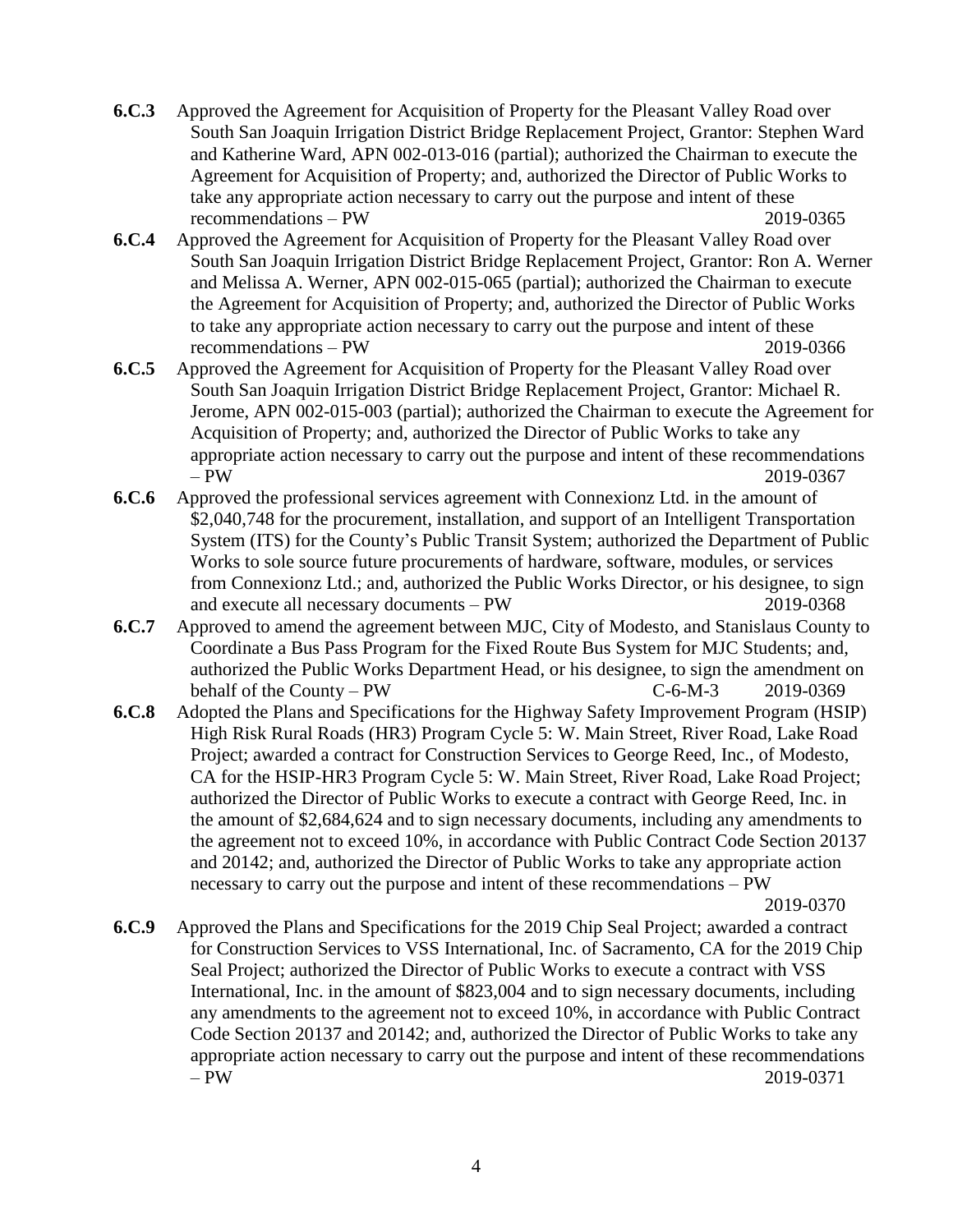**6.C.3** Approved the Agreement for Acquisition of Property for the Pleasant Valley Road over South San Joaquin Irrigation District Bridge Replacement Project, Grantor: Stephen Ward and Katherine Ward, APN 002-013-016 (partial); authorized the Chairman to execute the Agreement for Acquisition of Property; and, authorized the Director of Public Works to take any appropriate action necessary to carry out the purpose and intent of these recommendations – PW 2019-0365

**6.C.4** Approved the Agreement for Acquisition of Property for the Pleasant Valley Road over South San Joaquin Irrigation District Bridge Replacement Project, Grantor: Ron A. Werner and Melissa A. Werner, APN 002-015-065 (partial); authorized the Chairman to execute the Agreement for Acquisition of Property; and, authorized the Director of Public Works to take any appropriate action necessary to carry out the purpose and intent of these recommendations – PW 2019-0366

**6.C.5** Approved the Agreement for Acquisition of Property for the Pleasant Valley Road over South San Joaquin Irrigation District Bridge Replacement Project, Grantor: Michael R. Jerome, APN 002-015-003 (partial); authorized the Chairman to execute the Agreement for Acquisition of Property; and, authorized the Director of Public Works to take any appropriate action necessary to carry out the purpose and intent of these recommendations – PW 2019-0367

**6.C.6** Approved the professional services agreement with Connexionz Ltd. in the amount of $2,040,748 for the procurement, installation, and support of an Intelligent Transportation System (ITS) for the County's Public Transit System; authorized the Department of Public Works to sole source future procurements of hardware, software, modules, or services from Connexionz Ltd.; and, authorized the Public Works Director, or his designee, to sign and execute all necessary documents – PW 2019-0368

**6.C.7** Approved to amend the agreement between MJC, City of Modesto, and Stanislaus County to Coordinate a Bus Pass Program for the Fixed Route Bus System for MJC Students; and, authorized the Public Works Department Head, or his designee, to sign the amendment on behalf of the County – PW C-6-M-3 2019-0369

**6.C.8** Adopted the Plans and Specifications for the Highway Safety Improvement Program (HSIP) High Risk Rural Roads (HR3) Program Cycle 5: W. Main Street, River Road, Lake Road Project; awarded a contract for Construction Services to George Reed, Inc., of Modesto, CA for the HSIP-HR3 Program Cycle 5: W. Main Street, River Road, Lake Road Project; authorized the Director of Public Works to execute a contract with George Reed, Inc. in the amount of $2,684,624 and to sign necessary documents, including any amendments to the agreement not to exceed 10%, in accordance with Public Contract Code Section 20137 and 20142; and, authorized the Director of Public Works to take any appropriate action necessary to carry out the purpose and intent of these recommendations – PW 2019-0370

**6.C.9** Approved the Plans and Specifications for the 2019 Chip Seal Project; awarded a contract for Construction Services to VSS International, Inc. of Sacramento, CA for the 2019 Chip Seal Project; authorized the Director of Public Works to execute a contract with VSS International, Inc. in the amount of $823,004 and to sign necessary documents, including any amendments to the agreement not to exceed 10%, in accordance with Public Contract Code Section 20137 and 20142; and, authorized the Director of Public Works to take any appropriate action necessary to carry out the purpose and intent of these recommendations – PW 2019-0371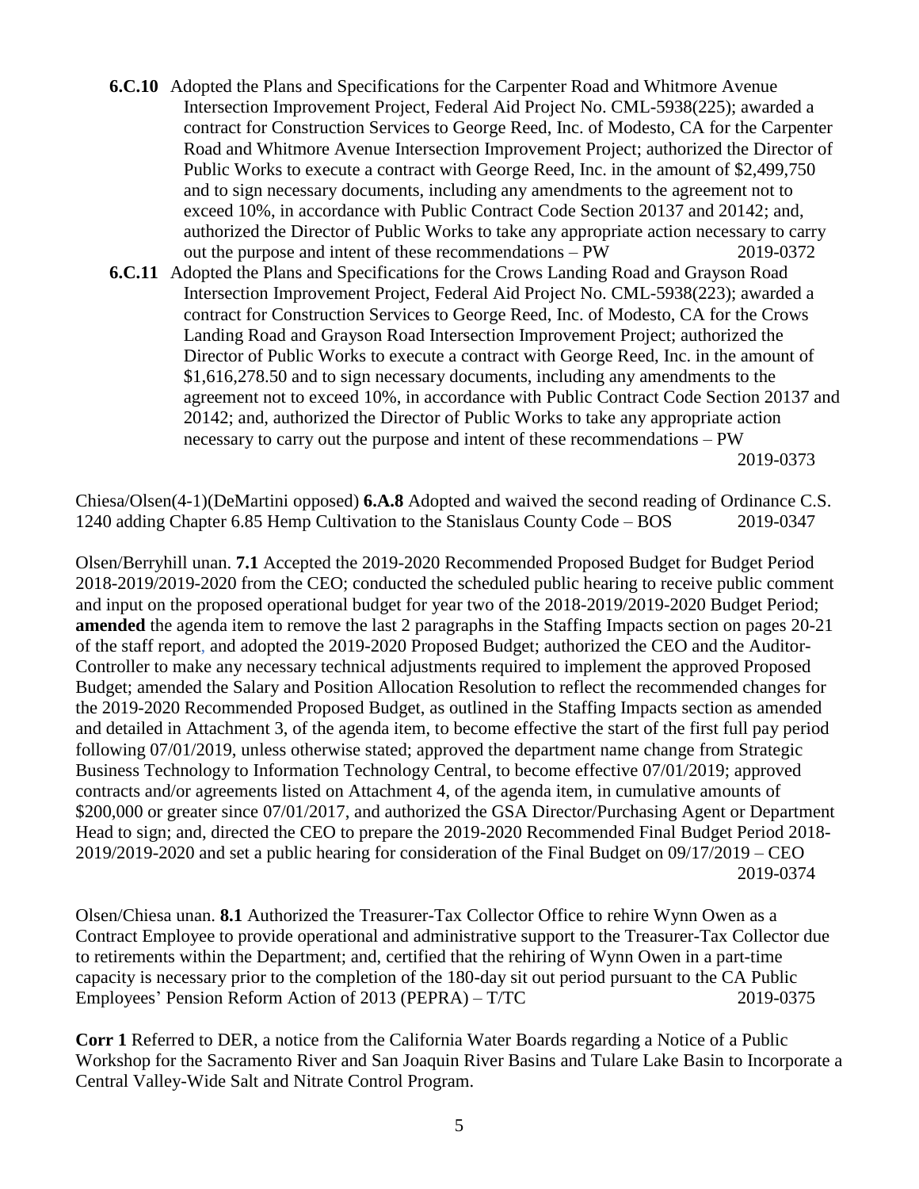**6.C.10** Adopted the Plans and Specifications for the Carpenter Road and Whitmore Avenue Intersection Improvement Project, Federal Aid Project No. CML-5938(225); awarded a contract for Construction Services to George Reed, Inc. of Modesto, CA for the Carpenter Road and Whitmore Avenue Intersection Improvement Project; authorized the Director of Public Works to execute a contract with George Reed, Inc. in the amount of $2,499,750 and to sign necessary documents, including any amendments to the agreement not to exceed 10%, in accordance with Public Contract Code Section 20137 and 20142; and, authorized the Director of Public Works to take any appropriate action necessary to carry out the purpose and intent of these recommendations – PW 2019-0372

**6.C.11** Adopted the Plans and Specifications for the Crows Landing Road and Grayson Road Intersection Improvement Project, Federal Aid Project No. CML-5938(223); awarded a contract for Construction Services to George Reed, Inc. of Modesto, CA for the Crows Landing Road and Grayson Road Intersection Improvement Project; authorized the Director of Public Works to execute a contract with George Reed, Inc. in the amount of $1,616,278.50 and to sign necessary documents, including any amendments to the agreement not to exceed 10%, in accordance with Public Contract Code Section 20137 and 20142; and, authorized the Director of Public Works to take any appropriate action necessary to carry out the purpose and intent of these recommendations – PW 2019-0373

Chiesa/Olsen(4-1)(DeMartini opposed) **6.A.8** Adopted and waived the second reading of Ordinance C.S. 1240 adding Chapter 6.85 Hemp Cultivation to the Stanislaus County Code – BOS 2019-0347

Olsen/Berryhill unan. **7.1** Accepted the 2019-2020 Recommended Proposed Budget for Budget Period 2018-2019/2019-2020 from the CEO; conducted the scheduled public hearing to receive public comment and input on the proposed operational budget for year two of the 2018-2019/2019-2020 Budget Period; **amended** the agenda item to remove the last 2 paragraphs in the Staffing Impacts section on pages 20-21 of the staff report, and adopted the 2019-2020 Proposed Budget; authorized the CEO and the Auditor-Controller to make any necessary technical adjustments required to implement the approved Proposed Budget; amended the Salary and Position Allocation Resolution to reflect the recommended changes for the 2019-2020 Recommended Proposed Budget, as outlined in the Staffing Impacts section as amended and detailed in Attachment 3, of the agenda item, to become effective the start of the first full pay period following 07/01/2019, unless otherwise stated; approved the department name change from Strategic Business Technology to Information Technology Central, to become effective 07/01/2019; approved contracts and/or agreements listed on Attachment 4, of the agenda item, in cumulative amounts of $200,000 or greater since 07/01/2017, and authorized the GSA Director/Purchasing Agent or Department Head to sign; and, directed the CEO to prepare the 2019-2020 Recommended Final Budget Period 2018-2019/2019-2020 and set a public hearing for consideration of the Final Budget on 09/17/2019 – CEO 2019-0374

Olsen/Chiesa unan. **8.1** Authorized the Treasurer-Tax Collector Office to rehire Wynn Owen as a Contract Employee to provide operational and administrative support to the Treasurer-Tax Collector due to retirements within the Department; and, certified that the rehiring of Wynn Owen in a part-time capacity is necessary prior to the completion of the 180-day sit out period pursuant to the CA Public Employees' Pension Reform Action of 2013 (PEPRA) – T/TC 2019-0375

**Corr 1** Referred to DER, a notice from the California Water Boards regarding a Notice of a Public Workshop for the Sacramento River and San Joaquin River Basins and Tulare Lake Basin to Incorporate a Central Valley-Wide Salt and Nitrate Control Program.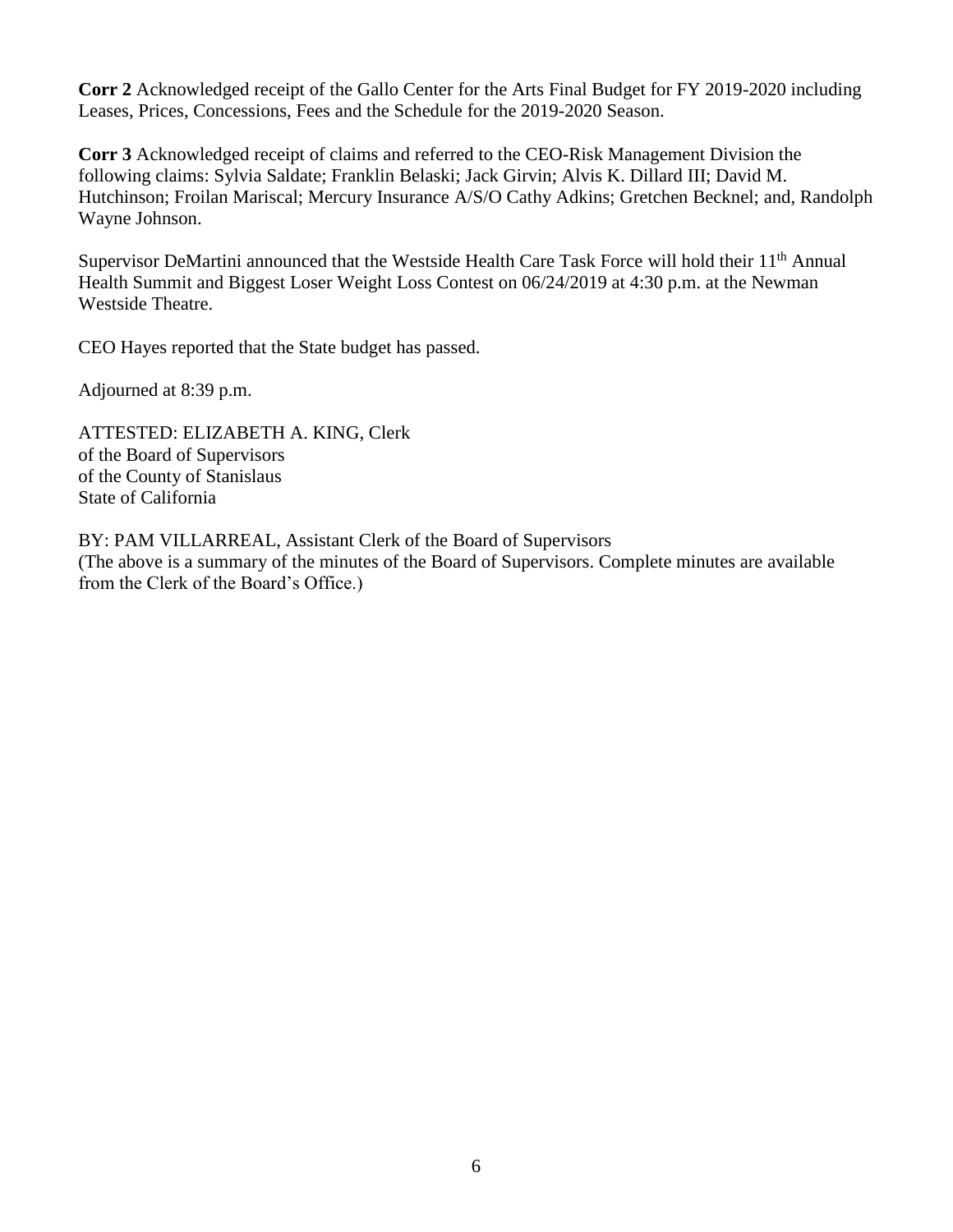**Corr 2** Acknowledged receipt of the Gallo Center for the Arts Final Budget for FY 2019-2020 including Leases, Prices, Concessions, Fees and the Schedule for the 2019-2020 Season.

**Corr 3** Acknowledged receipt of claims and referred to the CEO-Risk Management Division the following claims: Sylvia Saldate; Franklin Belaski; Jack Girvin; Alvis K. Dillard III; David M. Hutchinson; Froilan Mariscal; Mercury Insurance A/S/O Cathy Adkins; Gretchen Becknel; and, Randolph Wayne Johnson.

Supervisor DeMartini announced that the Westside Health Care Task Force will hold their 11th Annual Health Summit and Biggest Loser Weight Loss Contest on 06/24/2019 at 4:30 p.m. at the Newman Westside Theatre.

CEO Hayes reported that the State budget has passed.

Adjourned at 8:39 p.m.

ATTESTED: ELIZABETH A. KING, Clerk
of the Board of Supervisors
of the County of Stanislaus
State of California

BY: PAM VILLARREAL, Assistant Clerk of the Board of Supervisors
(The above is a summary of the minutes of the Board of Supervisors. Complete minutes are available from the Clerk of the Board's Office.)